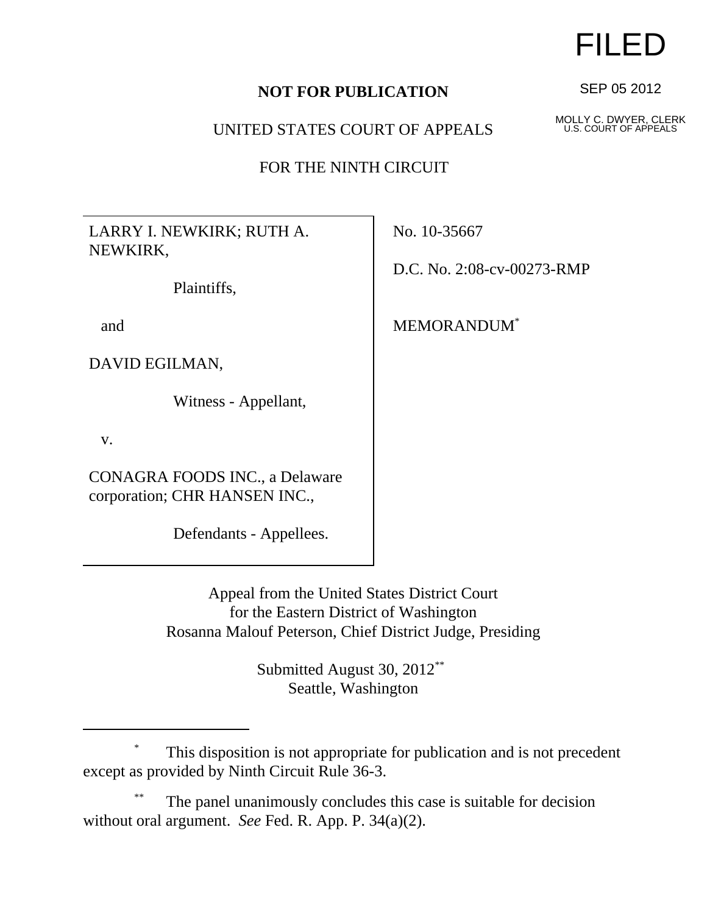FILED

SEP 05 2012

MOLLY C. DWYER, CLERK
U.S. COURT OF APPEALS

**NOT FOR PUBLICATION**

UNITED STATES COURT OF APPEALS

FOR THE NINTH CIRCUIT

LARRY I. NEWKIRK; RUTH A. NEWKIRK,

Plaintiffs,

and

DAVID EGILMAN,

Witness - Appellant,

v.

CONAGRA FOODS INC., a Delaware corporation; CHR HANSEN INC.,

Defendants - Appellees.

No. 10-35667

D.C. No. 2:08-cv-00273-RMP

MEMORANDUM[*]

Appeal from the United States District Court
for the Eastern District of Washington
Rosanna Malouf Peterson, Chief District Judge, Presiding

Submitted August 30, 2012[**]
Seattle, Washington

---

[*] This disposition is not appropriate for publication and is not precedent except as provided by Ninth Circuit Rule 36-3.

[**] The panel unanimously concludes this case is suitable for decision without oral argument. *See* Fed. R. App. P. 34(a)(2).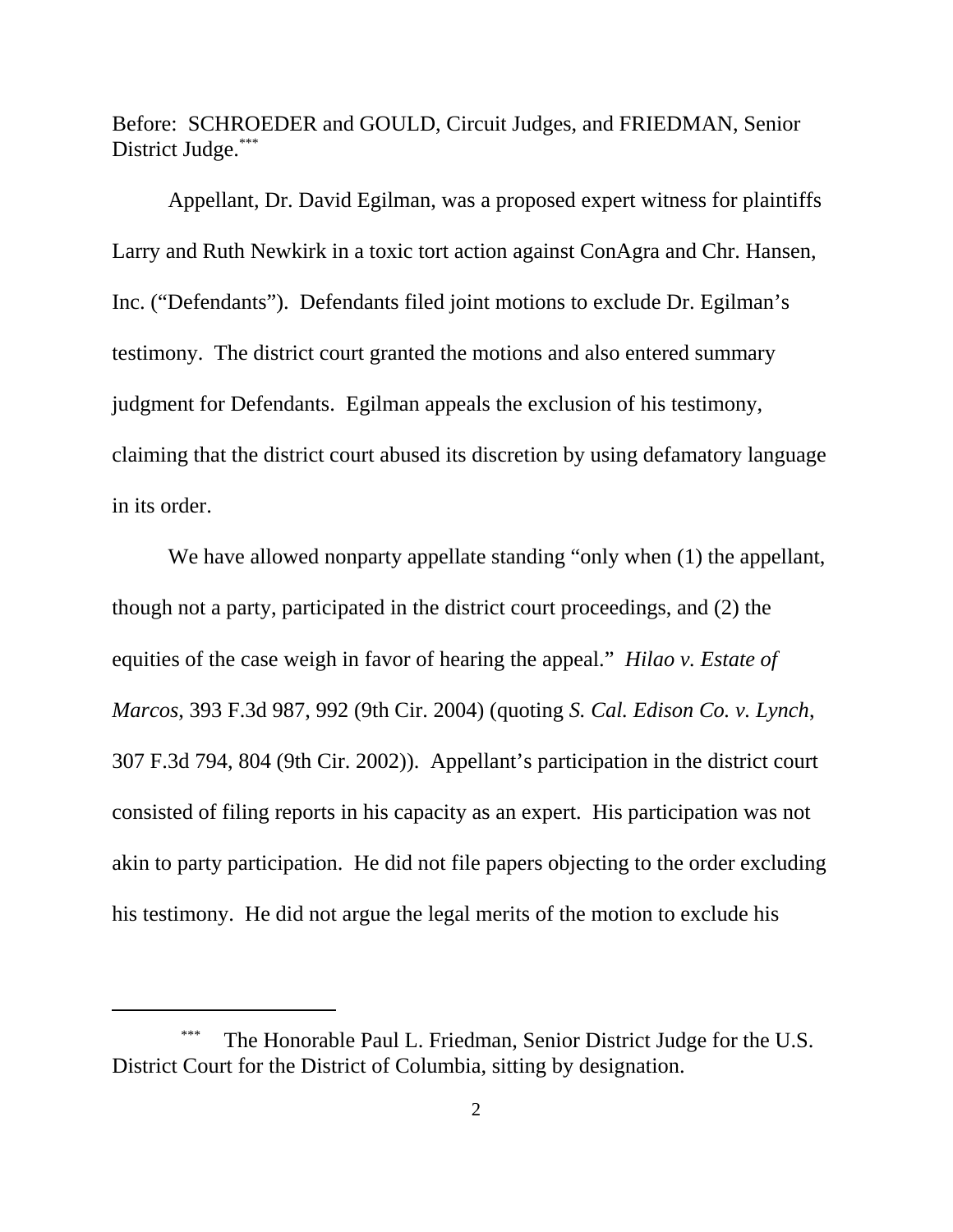Before: SCHROEDER and GOULD, Circuit Judges, and FRIEDMAN, Senior District Judge.[***]

Appellant, Dr. David Egilman, was a proposed expert witness for plaintiffs Larry and Ruth Newkirk in a toxic tort action against ConAgra and Chr. Hansen, Inc. ("Defendants"). Defendants filed joint motions to exclude Dr. Egilman's testimony. The district court granted the motions and also entered summary judgment for Defendants. Egilman appeals the exclusion of his testimony, claiming that the district court abused its discretion by using defamatory language in its order.

We have allowed nonparty appellate standing "only when (1) the appellant, though not a party, participated in the district court proceedings, and (2) the equities of the case weigh in favor of hearing the appeal." *Hilao v. Estate of Marcos*, 393 F.3d 987, 992 (9th Cir. 2004) (quoting *S. Cal. Edison Co. v. Lynch*, 307 F.3d 794, 804 (9th Cir. 2002)). Appellant's participation in the district court consisted of filing reports in his capacity as an expert. His participation was not akin to party participation. He did not file papers objecting to the order excluding his testimony. He did not argue the legal merits of the motion to exclude his

[***] The Honorable Paul L. Friedman, Senior District Judge for the U.S. District Court for the District of Columbia, sitting by designation.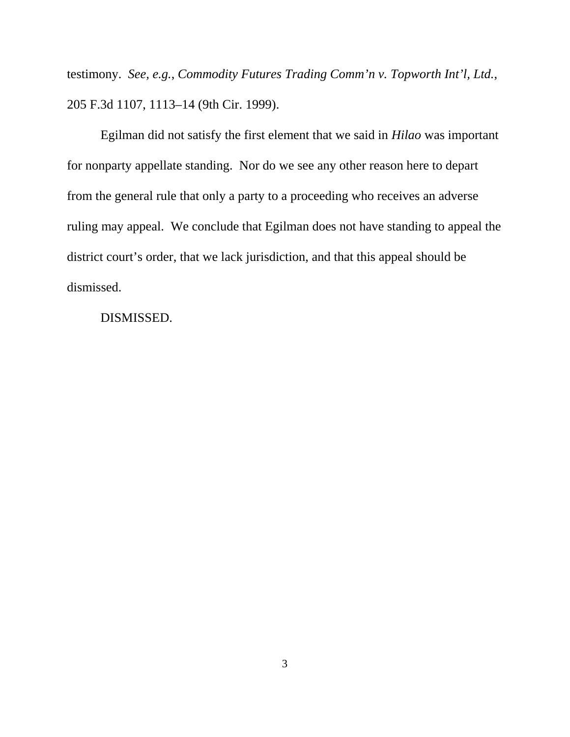testimony. *See, e.g.*, *Commodity Futures Trading Comm'n v. Topworth Int'l, Ltd.*, 205 F.3d 1107, 1113–14 (9th Cir. 1999).

Egilman did not satisfy the first element that we said in *Hilao* was important for nonparty appellate standing. Nor do we see any other reason here to depart from the general rule that only a party to a proceeding who receives an adverse ruling may appeal. We conclude that Egilman does not have standing to appeal the district court's order, that we lack jurisdiction, and that this appeal should be dismissed.

DISMISSED.